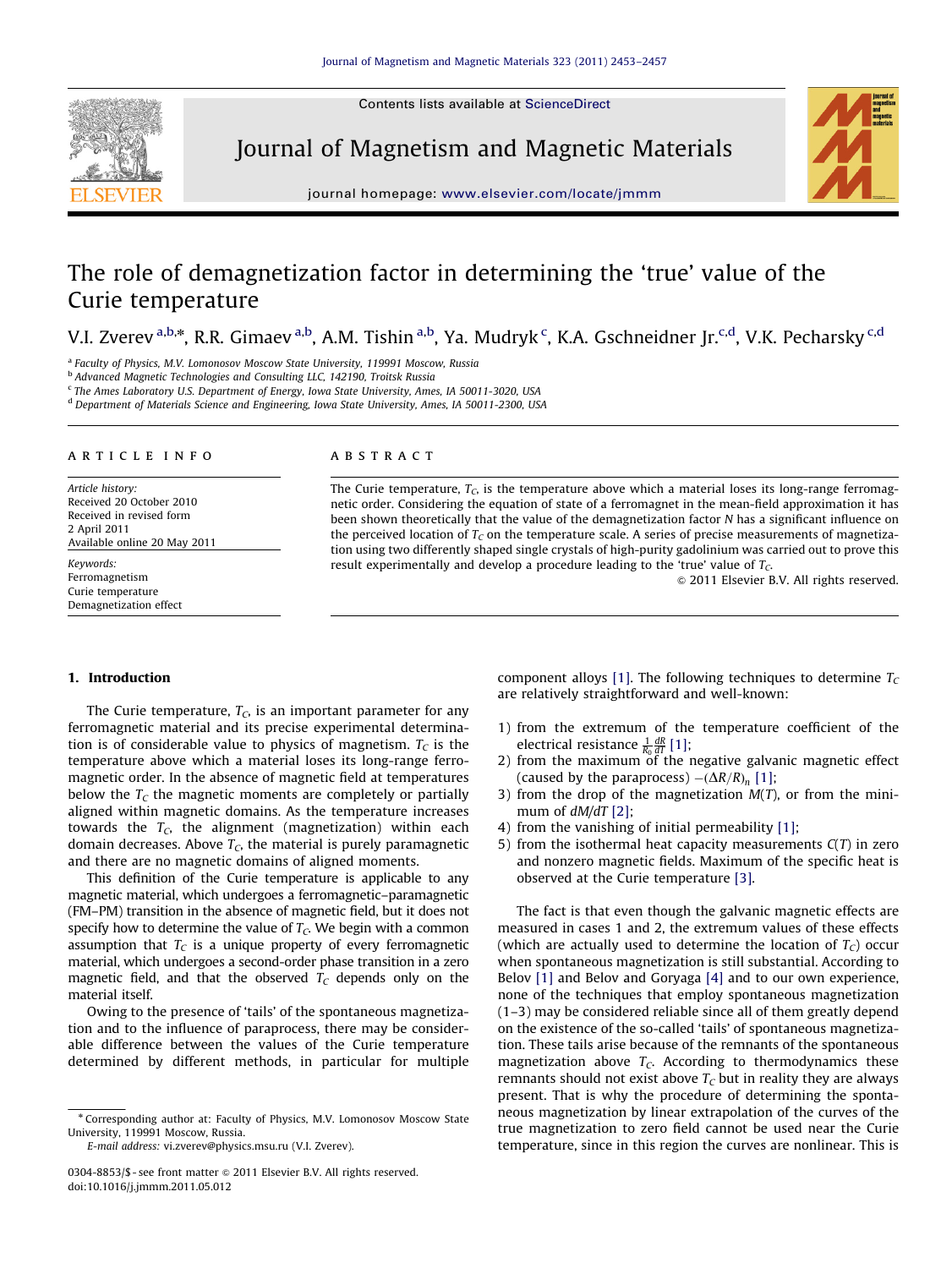# The role of demagnetization factor in determining the 'true' value of the Curie temperature

V.I. Zverev [a,b,*], R.R. Gimaev [a,b], A.M. Tishin [a,b], Ya. Mudryk [c], K.A. Gschneidner Jr. [c,d], V.K. Pecharsky [c,d]

[a] Faculty of Physics, M.V. Lomonosov Moscow State University, 119991 Moscow, Russia

[b] Advanced Magnetic Technologies and Consulting LLC, 142190, Troitsk Russia

[c] The Ames Laboratory U.S. Department of Energy, Iowa State University, Ames, IA 50011-3020, USA

[d] Department of Materials Science and Engineering, Iowa State University, Ames, IA 50011-2300, USA

**ARTICLE INFO**

*Article history:*
Received 20 October 2010
Received in revised form 2 April 2011
Available online 20 May 2011

*Keywords:*
Ferromagnetism
Curie temperature
Demagnetization effect

**ABSTRACT**

The Curie temperature, $T_C$, is the temperature above which a material loses its long-range ferromagnetic order. Considering the equation of state of a ferromagnet in the mean-field approximation it has been shown theoretically that the value of the demagnetization factor $N$ has a significant influence on the perceived location of $T_C$ on the temperature scale. A series of precise measurements of magnetization using two differently shaped single crystals of high-purity gadolinium was carried out to prove this result experimentally and develop a procedure leading to the 'true' value of $T_C$.

© 2011 Elsevier B.V. All rights reserved.

## 1. Introduction

The Curie temperature, $T_C$, is an important parameter for any ferromagnetic material and its precise experimental determination is of considerable value to physics of magnetism. $T_C$ is the temperature above which a material loses its long-range ferromagnetic order. In the absence of magnetic field at temperatures below the $T_C$ the magnetic moments are completely or partially aligned within magnetic domains. As the temperature increases towards the $T_C$, the alignment (magnetization) within each domain decreases. Above $T_C$, the material is purely paramagnetic and there are no magnetic domains of aligned moments.

This definition of the Curie temperature is applicable to any magnetic material, which undergoes a ferromagnetic–paramagnetic (FM–PM) transition in the absence of magnetic field, but it does not specify how to determine the value of $T_C$. We begin with a common assumption that $T_C$ is a unique property of every ferromagnetic material, which undergoes a second-order phase transition in a zero magnetic field, and that the observed $T_C$ depends only on the material itself.

Owing to the presence of 'tails' of the spontaneous magnetization and to the influence of paraprocess, there may be considerable difference between the values of the Curie temperature determined by different methods, in particular for multiple component alloys [1]. The following techniques to determine $T_C$ are relatively straightforward and well-known:

1) from the extremum of the temperature coefficient of the electrical resistance $\frac{1}{R_0}\frac{dR}{dT}$ [1];
2) from the maximum of the negative galvanic magnetic effect (caused by the paraprocess) $-(\Delta R/R)_n$ [1];
3) from the drop of the magnetization $M(T)$, or from the minimum of $dM/dT$ [2];
4) from the vanishing of initial permeability [1];
5) from the isothermal heat capacity measurements $C(T)$ in zero and nonzero magnetic fields. Maximum of the specific heat is observed at the Curie temperature [3].

The fact is that even though the galvanic magnetic effects are measured in cases 1 and 2, the extremum values of these effects (which are actually used to determine the location of $T_C$) occur when spontaneous magnetization is still substantial. According to Belov [1] and Belov and Goryaga [4] and to our own experience, none of the techniques that employ spontaneous magnetization (1–3) may be considered reliable since all of them greatly depend on the existence of the so-called 'tails' of spontaneous magnetization. These tails arise because of the remnants of the spontaneous magnetization above $T_C$. According to thermodynamics these remnants should not exist above $T_C$ but in reality they are always present. That is why the procedure of determining the spontaneous magnetization by linear extrapolation of the curves of the true magnetization to zero field cannot be used near the Curie temperature, since in this region the curves are nonlinear. This is

* Corresponding author at: Faculty of Physics, M.V. Lomonosov Moscow State University, 119991 Moscow, Russia.
E-mail address: vi.zverev@physics.msu.ru (V.I. Zverev).

0304-8853/$ - see front matter © 2011 Elsevier B.V. All rights reserved.
doi:10.1016/j.jmmm.2011.05.012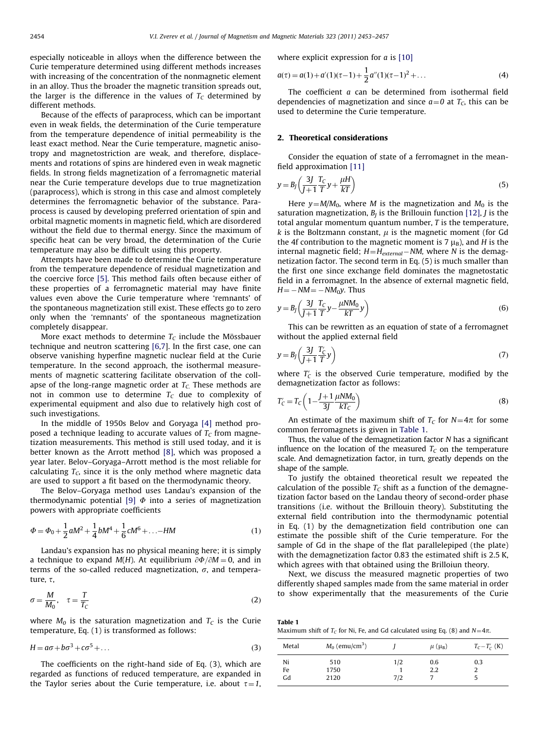especially noticeable in alloys when the difference between the Curie temperature determined using different methods increases with increasing of the concentration of the nonmagnetic element in an alloy. Thus the broader the magnetic transition spreads out, the larger is the difference in the values of $T_C$ determined by different methods.

Because of the effects of paraprocess, which can be important even in weak fields, the determination of the Curie temperature from the temperature dependence of initial permeability is the least exact method. Near the Curie temperature, magnetic anisotropy and magnetostriction are weak, and therefore, displacements and rotations of spins are hindered even in weak magnetic fields. In strong fields magnetization of a ferromagnetic material near the Curie temperature develops due to true magnetization (paraprocess), which is strong in this case and almost completely determines the ferromagnetic behavior of the substance. Paraprocess is caused by developing preferred orientation of spin and orbital magnetic moments in magnetic field, which are disordered without the field due to thermal energy. Since the maximum of specific heat can be very broad, the determination of the Curie temperature may also be difficult using this property.

Attempts have been made to determine the Curie temperature from the temperature dependence of residual magnetization and the coercive force [5]. This method fails often because either of these properties of a ferromagnetic material may have finite values even above the Curie temperature where 'remnants' of the spontaneous magnetization still exist. These effects go to zero only when the 'remnants' of the spontaneous magnetization completely disappear.

More exact methods to determine $T_C$ include the Mössbauer technique and neutron scattering [6,7]. In the first case, one can observe vanishing hyperfine magnetic nuclear field at the Curie temperature. In the second approach, the isothermal measurements of magnetic scattering facilitate observation of the collapse of the long-range magnetic order at $T_C$. These methods are not in common use to determine $T_C$ due to complexity of experimental equipment and also due to relatively high cost of such investigations.

In the middle of 1950s Belov and Goryaga [4] method proposed a technique leading to accurate values of $T_C$ from magnetization measurements. This method is still used today, and it is better known as the Arrott method [8], which was proposed a year later. Belov–Goryaga–Arrott method is the most reliable for calculating $T_C$, since it is the only method where magnetic data are used to support a fit based on the thermodynamic theory.

The Belov–Goryaga method uses Landau's expansion of the thermodynamic potential [9] $\Phi$ into a series of magnetization powers with appropriate coefficients

$$\Phi = \Phi_0 + \frac{1}{2}aM^2 + \frac{1}{4}bM^4 + \frac{1}{6}cM^6 + \ldots - HM \tag{1}$$

Landau's expansion has no physical meaning here; it is simply a technique to expand $M(H)$. At equilibrium $\partial\Phi/\partial M = 0$, and in terms of the so-called reduced magnetization, $\sigma$, and temperature, $\tau$,

$$\sigma = \frac{M}{M_0}, \quad \tau = \frac{T}{T_C} \tag{2}$$

where $M_0$ is the saturation magnetization and $T_C$ is the Curie temperature, Eq. (1) is transformed as follows:

$$H = a\sigma + b\sigma^3 + c\sigma^5 + \ldots \tag{3}$$

The coefficients on the right-hand side of Eq. (3), which are regarded as functions of reduced temperature, are expanded in the Taylor series about the Curie temperature, i.e. about $\tau = 1$, where explicit expression for $a$ is [10]

$$a(\tau) = a(1) + a'(1)(\tau - 1) + \frac{1}{2}a''(1)(\tau - 1)^2 + \ldots \tag{4}$$

The coefficient $a$ can be determined from isothermal field dependencies of magnetization and since $a = 0$ at $T_C$, this can be used to determine the Curie temperature.

## 2. Theoretical considerations

Consider the equation of state of a ferromagnet in the mean-field approximation [11]

$$y = B_J\left(\frac{3J}{J+1}\frac{T_C}{T}y + \frac{\mu H}{kT}\right) \tag{5}$$

Here $y = M/M_0$, where $M$ is the magnetization and $M_0$ is the saturation magnetization, $B_J$ is the Brillouin function [12], $J$ is the total angular momentum quantum number, $T$ is the temperature, $k$ is the Boltzmann constant, $\mu$ is the magnetic moment (for Gd the 4f contribution to the magnetic moment is 7 $\mu_B$), and $H$ is the internal magnetic field; $H = H_{external} - NM$, where $N$ is the demagnetization factor. The second term in Eq. (5) is much smaller than the first one since exchange field dominates the magnetostatic field in a ferromagnet. In the absence of external magnetic field, $H = -NM = -NM_0 y$. Thus

$$y = B_J\left(\frac{3J}{J+1}\frac{T_C}{T}y - \frac{\mu N M_0}{kT}y\right) \tag{6}$$

This can be rewritten as an equation of state of a ferromagnet without the applied external field

$$y = B_J\left(\frac{3J}{J+1}\frac{T'_C}{T}y\right) \tag{7}$$

where $T'_C$ is the observed Curie temperature, modified by the demagnetization factor as follows:

$$T'_C = T_C\left(1 - \frac{J+1}{3J}\frac{\mu N M_0}{kT_C}\right) \tag{8}$$

An estimate of the maximum shift of $T_C$ for $N = 4\pi$ for some common ferromagnets is given in Table 1.

Thus, the value of the demagnetization factor $N$ has a significant influence on the location of the measured $T_C$ on the temperature scale. And demagnetization factor, in turn, greatly depends on the shape of the sample.

To justify the obtained theoretical result we repeated the calculation of the possible $T_C$ shift as a function of the demagnetization factor based on the Landau theory of second-order phase transitions (i.e. without the Brillouin theory). Substituting the external field contribution into the thermodynamic potential in Eq. (1) by the demagnetization field contribution one can estimate the possible shift of the Curie temperature. For the sample of Gd in the shape of the flat parallelepiped (the plate) with the demagnetization factor 0.83 the estimated shift is 2.5 K, which agrees with that obtained using the Briloiun theory.

Next, we discuss the measured magnetic properties of two differently shaped samples made from the same material in order to show experimentally that the measurements of the Curie

**Table 1**
Maximum shift of $T_C$ for Ni, Fe, and Gd calculated using Eq. (8) and $N = 4\pi$.

| Metal | $M_0$ (emu/cm$^3$) | $J$ | $\mu$ ($\mu_B$) | $T_C - T'_C$ (K) |
|---|---|---|---|---|
| Ni | 510 | 1/2 | 0.6 | 0.3 |
| Fe | 1750 | 1 | 2.2 | 2 |
| Gd | 2120 | 7/2 | 7 | 5 |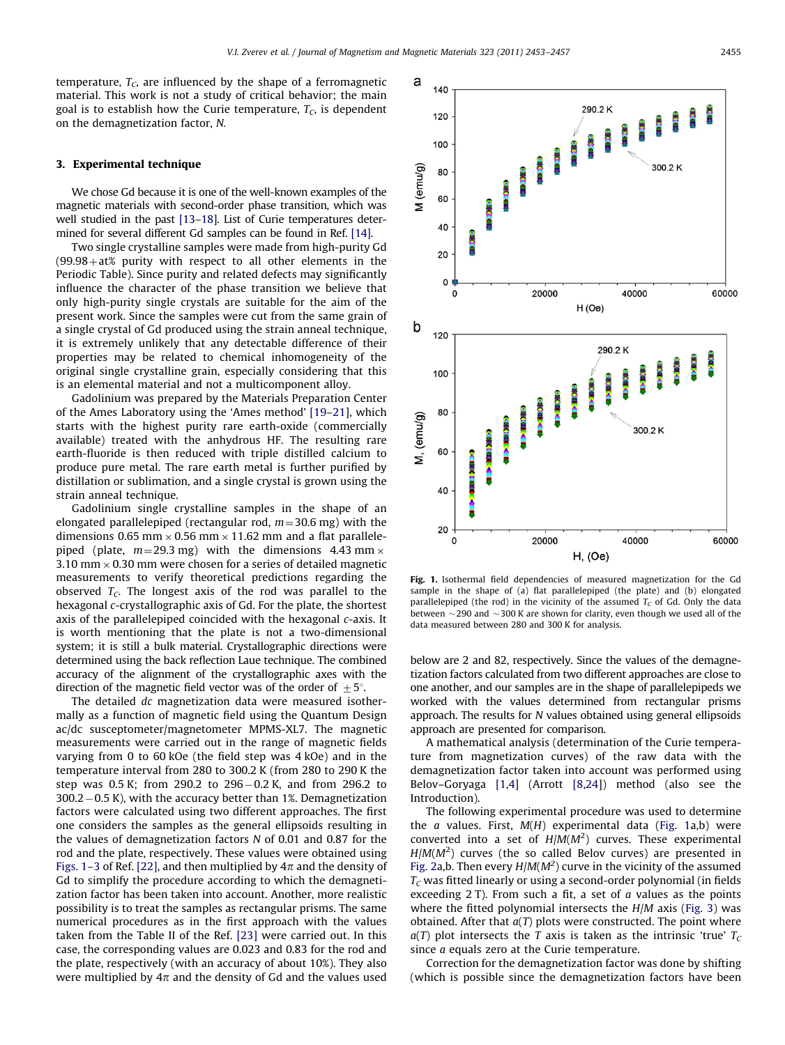temperature, $T_C$, are influenced by the shape of a ferromagnetic material. This work is not a study of critical behavior; the main goal is to establish how the Curie temperature, $T_C$, is dependent on the demagnetization factor, $N$.

## 3. Experimental technique

We chose Gd because it is one of the well-known examples of the magnetic materials with second-order phase transition, which was well studied in the past [13–18]. List of Curie temperatures determined for several different Gd samples can be found in Ref. [14].

Two single crystalline samples were made from high-purity Gd (99.98+at% purity with respect to all other elements in the Periodic Table). Since purity and related defects may significantly influence the character of the phase transition we believe that only high-purity single crystals are suitable for the aim of the present work. Since the samples were cut from the same grain of a single crystal of Gd produced using the strain anneal technique, it is extremely unlikely that any detectable difference of their properties may be related to chemical inhomogeneity of the original single crystalline grain, especially considering that this is an elemental material and not a multicomponent alloy.

Gadolinium was prepared by the Materials Preparation Center of the Ames Laboratory using the 'Ames method' [19–21], which starts with the highest purity rare earth-oxide (commercially available) treated with the anhydrous HF. The resulting rare earth-fluoride is then reduced with triple distilled calcium to produce pure metal. The rare earth metal is further purified by distillation or sublimation, and a single crystal is grown using the strain anneal technique.

Gadolinium single crystalline samples in the shape of an elongated parallelepiped (rectangular rod, $m$=30.6 mg) with the dimensions 0.65 mm × 0.56 mm × 11.62 mm and a flat parallelepiped (plate, $m$=29.3 mg) with the dimensions 4.43 mm × 3.10 mm × 0.30 mm were chosen for a series of detailed magnetic measurements to verify theoretical predictions regarding the observed $T_C$. The longest axis of the rod was parallel to the hexagonal $c$-crystallographic axis of Gd. For the plate, the shortest axis of the parallelepiped coincided with the hexagonal $c$-axis. It is worth mentioning that the plate is not a two-dimensional system; it is still a bulk material. Crystallographic directions were determined using the back reflection Laue technique. The combined accuracy of the alignment of the crystallographic axes with the direction of the magnetic field vector was of the order of $\pm 5^\circ$.

The detailed *dc* magnetization data were measured isothermally as a function of magnetic field using the Quantum Design ac/dc susceptometer/magnetometer MPMS-XL7. The magnetic measurements were carried out in the range of magnetic fields varying from 0 to 60 kOe (the field step was 4 kOe) and in the temperature interval from 280 to 300.2 K (from 280 to 290 K the step was 0.5 K; from 290.2 to 296 − 0.2 K, and from 296.2 to 300.2 − 0.5 K), with the accuracy better than 1%. Demagnetization factors were calculated using two different approaches. The first one considers the samples as the general ellipsoids resulting in the values of demagnetization factors $N$ of 0.01 and 0.87 for the rod and the plate, respectively. These values were obtained using Figs. 1–3 of Ref. [22], and then multiplied by $4\pi$ and the density of Gd to simplify the procedure according to which the demagnetization factor has been taken into account. Another, more realistic possibility is to treat the samples as rectangular prisms. The same numerical procedures as in the first approach with the values taken from the Table II of the Ref. [23] were carried out. In this case, the corresponding values are 0.023 and 0.83 for the rod and the plate, respectively (with an accuracy of about 10%). They also were multiplied by $4\pi$ and the density of Gd and the values used below are 2 and 82, respectively. Since the values of the demagnetization factors calculated from two different approaches are close to one another, and our samples are in the shape of parallelepipeds we worked with the values determined from rectangular prisms approach. The results for $N$ values obtained using general ellipsoids approach are presented for comparison.

**Fig. 1.** Isothermal field dependencies of measured magnetization for the Gd sample in the shape of (a) flat parallelepiped (the plate) and (b) elongated parallelepiped (the rod) in the vicinity of the assumed $T_C$ of Gd. Only the data between ~290 and ~300 K are shown for clarity, even though we used all of the data measured between 280 and 300 K for analysis.

A mathematical analysis (determination of the Curie temperature from magnetization curves) of the raw data with the demagnetization factor taken into account was performed using Belov–Goryaga [1,4] (Arrott [8,24]) method (also see the Introduction).

The following experimental procedure was used to determine the $a$ values. First, $M(H)$ experimental data (Fig. 1a,b) were converted into a set of $H/M(M^2)$ curves. These experimental $H/M(M^2)$ curves (the so called Belov curves) are presented in Fig. 2a,b. Then every $H/M(M^2)$ curve in the vicinity of the assumed $T_C$ was fitted linearly or using a second-order polynomial (in fields exceeding 2 T). From such a fit, a set of $a$ values as the points where the fitted polynomial intersects the $H/M$ axis (Fig. 3) was obtained. After that $a(T)$ plots were constructed. The point where $a(T)$ plot intersects the $T$ axis is taken as the intrinsic 'true' $T_C$ since $a$ equals zero at the Curie temperature.

Correction for the demagnetization factor was done by shifting (which is possible since the demagnetization factors have been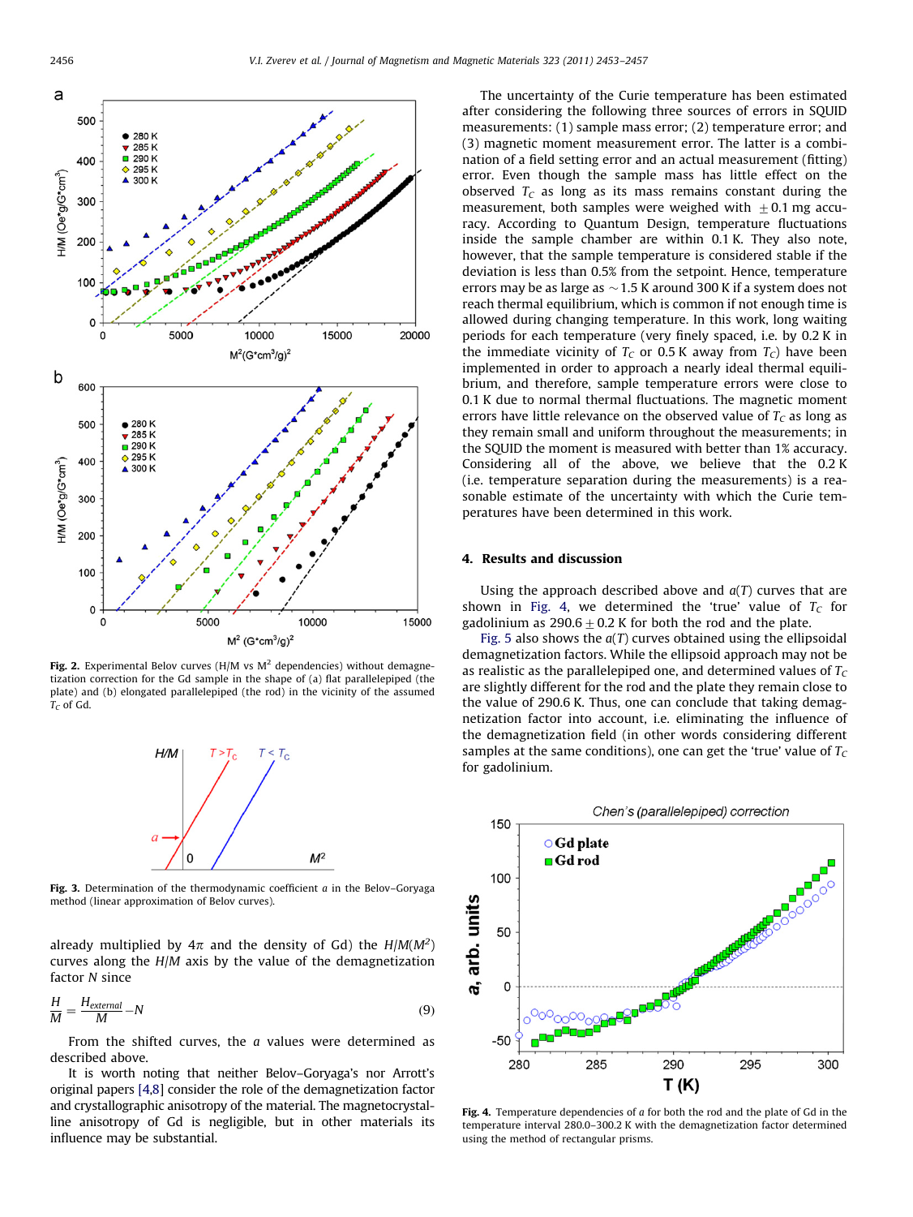Fig. 2. Experimental Belov curves (H/M vs $M^2$ dependencies) without demagnetization correction for the Gd sample in the shape of (a) flat parallelepiped (the plate) and (b) elongated parallelepiped (the rod) in the vicinity of the assumed $T_C$ of Gd.

Fig. 3. Determination of the thermodynamic coefficient $a$ in the Belov–Goryaga method (linear approximation of Belov curves).

already multiplied by $4\pi$ and the density of Gd) the $H/M(M^2)$ curves along the $H/M$ axis by the value of the demagnetization factor $N$ since

$$\frac{H}{M} = \frac{H_{external}}{M} - N \tag{9}$$

From the shifted curves, the $a$ values were determined as described above.

It is worth noting that neither Belov–Goryaga's nor Arrott's original papers [4,8] consider the role of the demagnetization factor and crystallographic anisotropy of the material. The magnetocrystalline anisotropy of Gd is negligible, but in other materials its influence may be substantial.

The uncertainty of the Curie temperature has been estimated after considering the following three sources of errors in SQUID measurements: (1) sample mass error; (2) temperature error; and (3) magnetic moment measurement error. The latter is a combination of a field setting error and an actual measurement (fitting) error. Even though the sample mass has little effect on the observed $T_C$ as long as its mass remains constant during the measurement, both samples were weighed with $\pm 0.1$ mg accuracy. According to Quantum Design, temperature fluctuations inside the sample chamber are within 0.1 K. They also note, however, that the sample temperature is considered stable if the deviation is less than 0.5% from the setpoint. Hence, temperature errors may be as large as $\sim 1.5$ K around 300 K if a system does not reach thermal equilibrium, which is common if not enough time is allowed during changing temperature. In this work, long waiting periods for each temperature (very finely spaced, i.e. by 0.2 K in the immediate vicinity of $T_C$ or 0.5 K away from $T_C$) have been implemented in order to approach a nearly ideal thermal equilibrium, and therefore, sample temperature errors were close to 0.1 K due to normal thermal fluctuations. The magnetic moment errors have little relevance on the observed value of $T_C$ as long as they remain small and uniform throughout the measurements; in the SQUID the moment is measured with better than 1% accuracy. Considering all of the above, we believe that the 0.2 K (i.e. temperature separation during the measurements) is a reasonable estimate of the uncertainty with which the Curie temperatures have been determined in this work.

## 4. Results and discussion

Using the approach described above and $a(T)$ curves that are shown in Fig. 4, we determined the 'true' value of $T_C$ for gadolinium as $290.6 \pm 0.2$ K for both the rod and the plate.

Fig. 5 also shows the $a(T)$ curves obtained using the ellipsoidal demagnetization factors. While the ellipsoid approach may not be as realistic as the parallelepiped one, and determined values of $T_C$ are slightly different for the rod and the plate they remain close to the value of 290.6 K. Thus, one can conclude that taking demagnetization factor into account, i.e. eliminating the influence of the demagnetization field (in other words considering different samples at the same conditions), one can get the 'true' value of $T_C$ for gadolinium.

Fig. 4. Temperature dependencies of $a$ for both the rod and the plate of Gd in the temperature interval 280.0–300.2 K with the demagnetization factor determined using the method of rectangular prisms.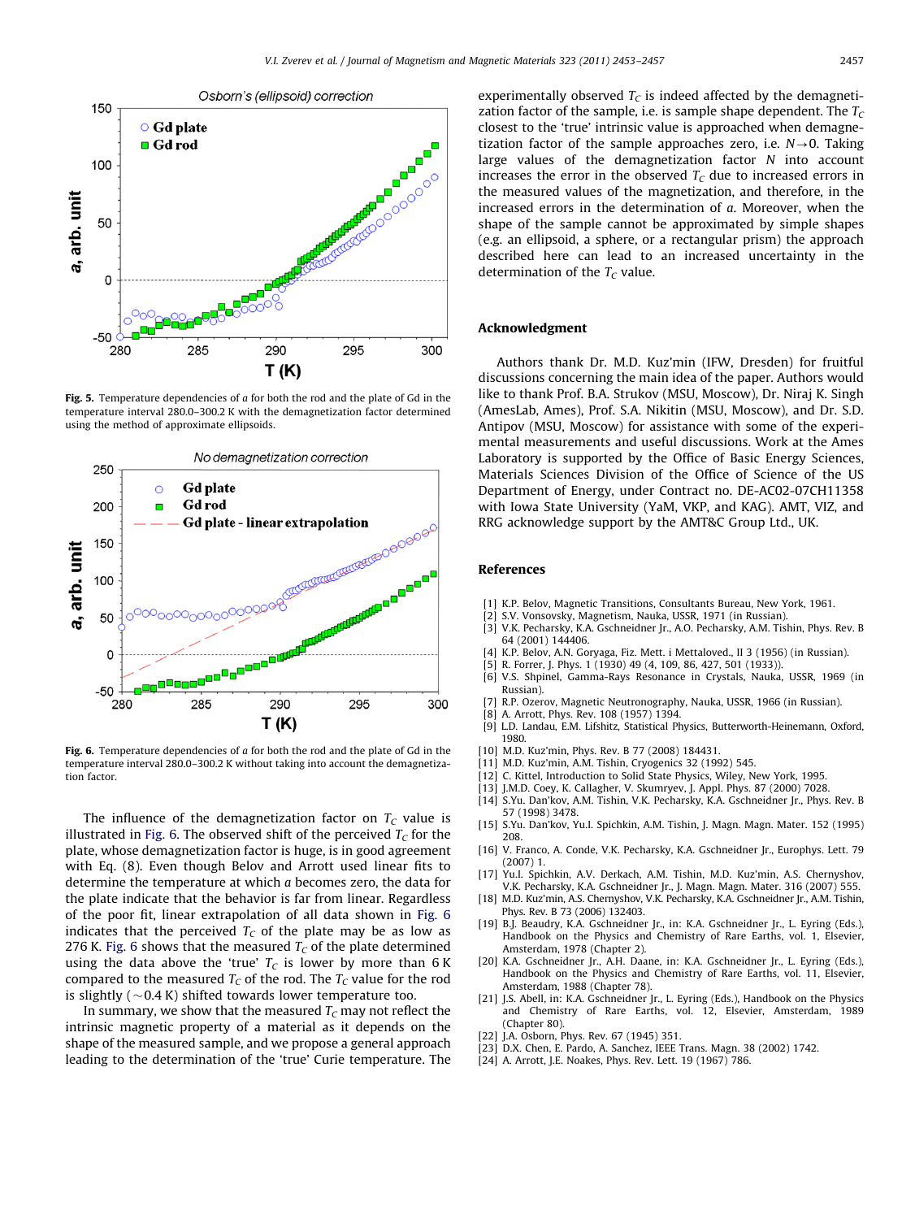Osborn's (ellipsoid) correction

Gd plate
Gd rod

a, arb. unit

150
100
50
0
-50

280 285 290 295 300

T (K)

**Fig. 5.** Temperature dependencies of $a$ for both the rod and the plate of Gd in the temperature interval 280.0–300.2 K with the demagnetization factor determined using the method of approximate ellipsoids.

No demagnetization correction

Gd plate
Gd rod
Gd plate - linear extrapolation

a, arb. unit

250
200
150
100
50
0
-50

280 285 290 295 300

T (K)

**Fig. 6.** Temperature dependencies of $a$ for both the rod and the plate of Gd in the temperature interval 280.0–300.2 K without taking into account the demagnetization factor.

The influence of the demagnetization factor on $T_C$ value is illustrated in Fig. 6. The observed shift of the perceived $T_C$ for the plate, whose demagnetization factor is huge, is in good agreement with Eq. (8). Even though Belov and Arrott used linear fits to determine the temperature at which $a$ becomes zero, the data for the plate indicate that the behavior is far from linear. Regardless of the poor fit, linear extrapolation of all data shown in Fig. 6 indicates that the perceived $T_C$ of the plate may be as low as 276 K. Fig. 6 shows that the measured $T_C$ of the plate determined using the data above the 'true' $T_C$ is lower by more than 6 K compared to the measured $T_C$ of the rod. The $T_C$ value for the rod is slightly ($\sim$0.4 K) shifted towards lower temperature too.

In summary, we show that the measured $T_C$ may not reflect the intrinsic magnetic property of a material as it depends on the shape of the measured sample, and we propose a general approach leading to the determination of the 'true' Curie temperature. The experimentally observed $T_C$ is indeed affected by the demagnetization factor of the sample, i.e. is sample shape dependent. The $T_C$ closest to the 'true' intrinsic value is approached when demagnetization factor of the sample approaches zero, i.e. $N \to 0$. Taking large values of the demagnetization factor $N$ into account increases the error in the observed $T_C$ due to increased errors in the measured values of the magnetization, and therefore, in the increased errors in the determination of $a$. Moreover, when the shape of the sample cannot be approximated by simple shapes (e.g. an ellipsoid, a sphere, or a rectangular prism) the approach described here can lead to an increased uncertainty in the determination of the $T_C$ value.

## Acknowledgment

Authors thank Dr. M.D. Kuz'min (IFW, Dresden) for fruitful discussions concerning the main idea of the paper. Authors would like to thank Prof. B.A. Strukov (MSU, Moscow), Dr. Niraj K. Singh (AmesLab, Ames), Prof. S.A. Nikitin (MSU, Moscow), and Dr. S.D. Antipov (MSU, Moscow) for assistance with some of the experimental measurements and useful discussions. Work at the Ames Laboratory is supported by the Office of Basic Energy Sciences, Materials Sciences Division of the Office of Science of the US Department of Energy, under Contract no. DE-AC02-07CH11358 with Iowa State University (YaM, VKP, and KAG). AMT, VIZ, and RRG acknowledge support by the AMT&C Group Ltd., UK.

## References

[1] K.P. Belov, Magnetic Transitions, Consultants Bureau, New York, 1961.
[2] S.V. Vonsovsky, Magnetism, Nauka, USSR, 1971 (in Russian).
[3] V.K. Pecharsky, K.A. Gschneidner Jr., A.O. Pecharsky, A.M. Tishin, Phys. Rev. B 64 (2001) 144406.
[4] K.P. Belov, A.N. Goryaga, Fiz. Mett. i Mettaloved., II 3 (1956) (in Russian).
[5] R. Forrer, J. Phys. 1 (1930) 49 (4, 109, 86, 427, 501 (1933)).
[6] V.S. Shpinel, Gamma-Rays Resonance in Crystals, Nauka, USSR, 1969 (in Russian).
[7] R.P. Ozerov, Magnetic Neutronography, Nauka, USSR, 1966 (in Russian).
[8] A. Arrott, Phys. Rev. 108 (1957) 1394.
[9] L.D. Landau, E.M. Lifshitz, Statistical Physics, Butterworth-Heinemann, Oxford, 1980.
[10] M.D. Kuz'min, Phys. Rev. B 77 (2008) 184431.
[11] M.D. Kuz'min, A.M. Tishin, Cryogenics 32 (1992) 545.
[12] C. Kittel, Introduction to Solid State Physics, Wiley, New York, 1995.
[13] J.M.D. Coey, K. Callagher, V. Skumryev, J. Appl. Phys. 87 (2000) 7028.
[14] S.Yu. Dan'kov, A.M. Tishin, V.K. Pecharsky, K.A. Gschneidner Jr., Phys. Rev. B 57 (1998) 3478.
[15] S.Yu. Dan'kov, Yu.I. Spichkin, A.M. Tishin, J. Magn. Magn. Mater. 152 (1995) 208.
[16] V. Franco, A. Conde, V.K. Pecharsky, K.A. Gschneidner Jr., Europhys. Lett. 79 (2007) 1.
[17] Yu.I. Spichkin, A.V. Derkach, A.M. Tishin, M.D. Kuz'min, A.S. Chernyshov, V.K. Pecharsky, K.A. Gschneidner Jr., J. Magn. Magn. Mater. 316 (2007) 555.
[18] M.D. Kuz'min, A.S. Chernyshov, V.K. Pecharsky, K.A. Gschneidner Jr., A.M. Tishin, Phys. Rev. B 73 (2006) 132403.
[19] B.J. Beaudry, K.A. Gschneidner Jr., in: K.A. Gschneidner Jr., L. Eyring (Eds.), Handbook on the Physics and Chemistry of Rare Earths, vol. 1, Elsevier, Amsterdam, 1978 (Chapter 2).
[20] K.A. Gschneidner Jr., A.H. Daane, in: K.A. Gschneidner Jr., L. Eyring (Eds.), Handbook on the Physics and Chemistry of Rare Earths, vol. 11, Elsevier, Amsterdam, 1988 (Chapter 78).
[21] J.S. Abell, in: K.A. Gschneidner Jr., L. Eyring (Eds.), Handbook on the Physics and Chemistry of Rare Earths, vol. 12, Elsevier, Amsterdam, 1989 (Chapter 80).
[22] J.A. Osborn, Phys. Rev. 67 (1945) 351.
[23] D.X. Chen, E. Pardo, A. Sanchez, IEEE Trans. Magn. 38 (2002) 1742.
[24] A. Arrott, J.E. Noakes, Phys. Rev. Lett. 19 (1967) 786.